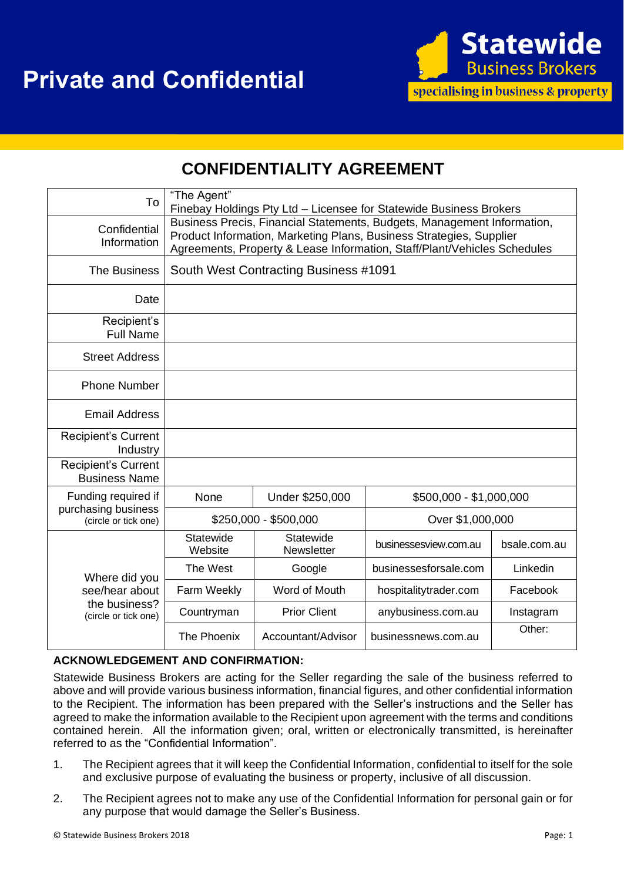# Private and Confidential

Statewide Business Brokers
specialising in business & property

## CONFIDENTIALITY AGREEMENT

| | | | | |
|---|---|---|---|---|
| To | "The Agent"<br>Finebay Holdings Pty Ltd – Licensee for Statewide Business Brokers | | | |
| Confidential Information | Business Precis, Financial Statements, Budgets, Management Information, Product Information, Marketing Plans, Business Strategies, Supplier Agreements, Property & Lease Information, Staff/Plant/Vehicles Schedules | | | |
| The Business | South West Contracting Business #1091 | | | |
| Date | | | | |
| Recipient's Full Name | | | | |
| Street Address | | | | |
| Phone Number | | | | |
| Email Address | | | | |
| Recipient's Current Industry | | | | |
| Recipient's Current Business Name | | | | |
| Funding required if purchasing business (circle or tick one) | None | Under $250,000 | $500,000 - $1,000,000 | |
| | $250,000 - $500,000 | | Over $1,000,000 | |
| Where did you see/hear about the business? (circle or tick one) | Statewide Website | Statewide Newsletter | businessesview.com.au | bsale.com.au |
| | The West | Google | businessesforsale.com | Linkedin |
| | Farm Weekly | Word of Mouth | hospitalitytrader.com | Facebook |
| | Countryman | Prior Client | anybusiness.com.au | Instagram |
| | The Phoenix | Accountant/Advisor | businessnews.com.au | Other: |

**ACKNOWLEDGEMENT AND CONFIRMATION:**

Statewide Business Brokers are acting for the Seller regarding the sale of the business referred to above and will provide various business information, financial figures, and other confidential information to the Recipient. The information has been prepared with the Seller's instructions and the Seller has agreed to make the information available to the Recipient upon agreement with the terms and conditions contained herein. All the information given; oral, written or electronically transmitted, is hereinafter referred to as the "Confidential Information".

1. The Recipient agrees that it will keep the Confidential Information, confidential to itself for the sole and exclusive purpose of evaluating the business or property, inclusive of all discussion.

2. The Recipient agrees not to make any use of the Confidential Information for personal gain or for any purpose that would damage the Seller's Business.

© Statewide Business Brokers 2018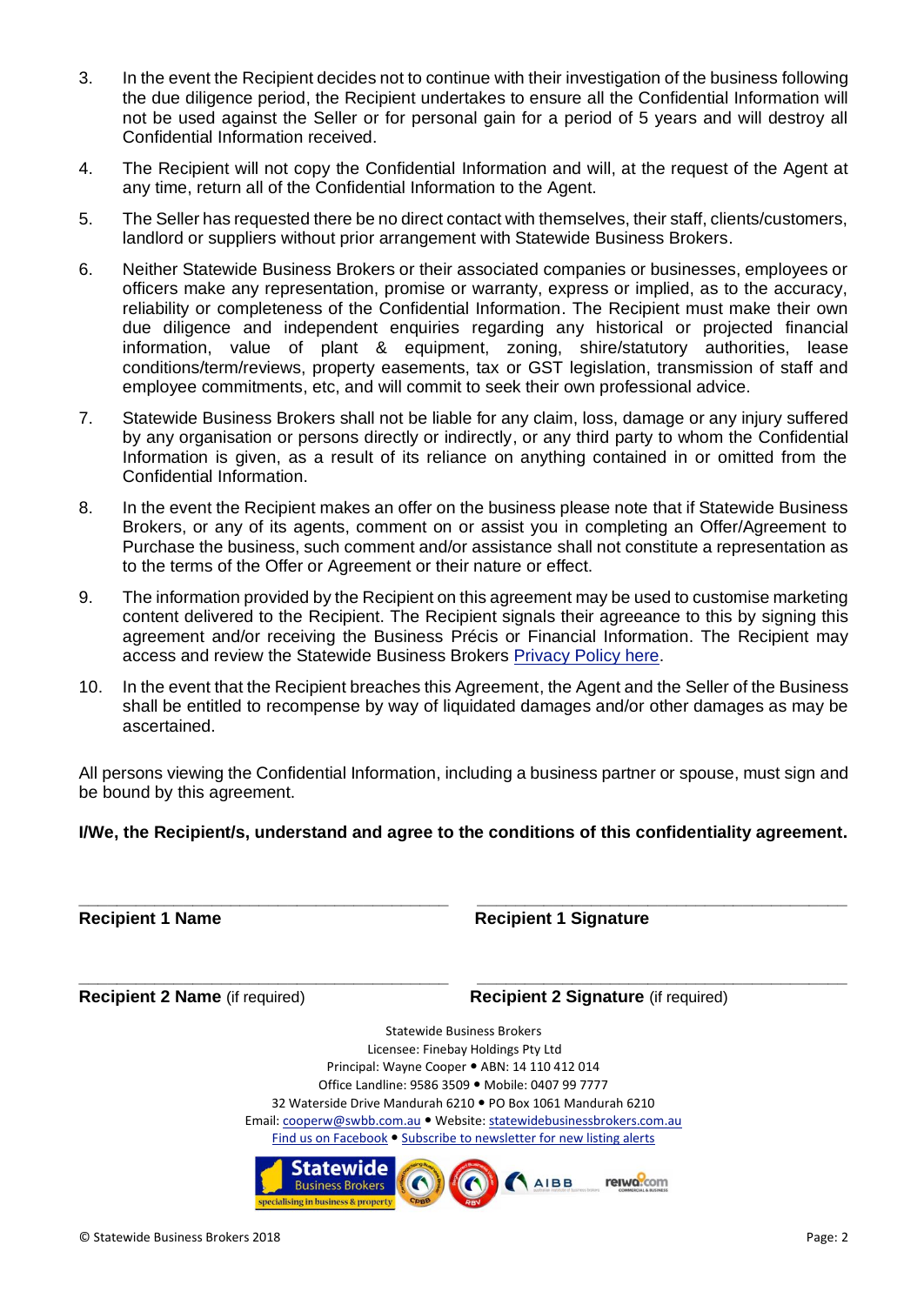3. In the event the Recipient decides not to continue with their investigation of the business following the due diligence period, the Recipient undertakes to ensure all the Confidential Information will not be used against the Seller or for personal gain for a period of 5 years and will destroy all Confidential Information received.

4. The Recipient will not copy the Confidential Information and will, at the request of the Agent at any time, return all of the Confidential Information to the Agent.

5. The Seller has requested there be no direct contact with themselves, their staff, clients/customers, landlord or suppliers without prior arrangement with Statewide Business Brokers.

6. Neither Statewide Business Brokers or their associated companies or businesses, employees or officers make any representation, promise or warranty, express or implied, as to the accuracy, reliability or completeness of the Confidential Information. The Recipient must make their own due diligence and independent enquiries regarding any historical or projected financial information, value of plant & equipment, zoning, shire/statutory authorities, lease conditions/term/reviews, property easements, tax or GST legislation, transmission of staff and employee commitments, etc, and will commit to seek their own professional advice.

7. Statewide Business Brokers shall not be liable for any claim, loss, damage or any injury suffered by any organisation or persons directly or indirectly, or any third party to whom the Confidential Information is given, as a result of its reliance on anything contained in or omitted from the Confidential Information.

8. In the event the Recipient makes an offer on the business please note that if Statewide Business Brokers, or any of its agents, comment on or assist you in completing an Offer/Agreement to Purchase the business, such comment and/or assistance shall not constitute a representation as to the terms of the Offer or Agreement or their nature or effect.

9. The information provided by the Recipient on this agreement may be used to customise marketing content delivered to the Recipient. The Recipient signals their agreeance to this by signing this agreement and/or receiving the Business Précis or Financial Information. The Recipient may access and review the Statewide Business Brokers Privacy Policy here.

10. In the event that the Recipient breaches this Agreement, the Agent and the Seller of the Business shall be entitled to recompense by way of liquidated damages and/or other damages as may be ascertained.

All persons viewing the Confidential Information, including a business partner or spouse, must sign and be bound by this agreement.

**I/We, the Recipient/s, understand and agree to the conditions of this confidentiality agreement.**

\_\_\_\_\_\_\_\_\_\_\_\_\_\_\_\_\_\_\_\_\_\_\_\_\_\_\_\_\_\_\_\_\_\_\_\_\_\_\_ \_\_\_\_\_\_\_\_\_\_\_\_\_\_\_\_\_\_\_\_\_\_\_\_\_\_\_\_\_\_\_\_\_\_\_\_\_\_\_

**Recipient 1 Name** **Recipient 1 Signature**

\_\_\_\_\_\_\_\_\_\_\_\_\_\_\_\_\_\_\_\_\_\_\_\_\_\_\_\_\_\_\_\_\_\_\_\_\_\_\_ \_\_\_\_\_\_\_\_\_\_\_\_\_\_\_\_\_\_\_\_\_\_\_\_\_\_\_\_\_\_\_\_\_\_\_\_\_\_\_

**Recipient 2 Name** (if required) **Recipient 2 Signature** (if required)

Statewide Business Brokers
Licensee: Finebay Holdings Pty Ltd
Principal: Wayne Cooper • ABN: 14 110 412 014
Office Landline: 9586 3509 • Mobile: 0407 99 7777
32 Waterside Drive Mandurah 6210 • PO Box 1061 Mandurah 6210
Email: cooperw@swbb.com.au • Website: statewidebusinessbrokers.com.au
Find us on Facebook • Subscribe to newsletter for new listing alerts

© Statewide Business Brokers 2018